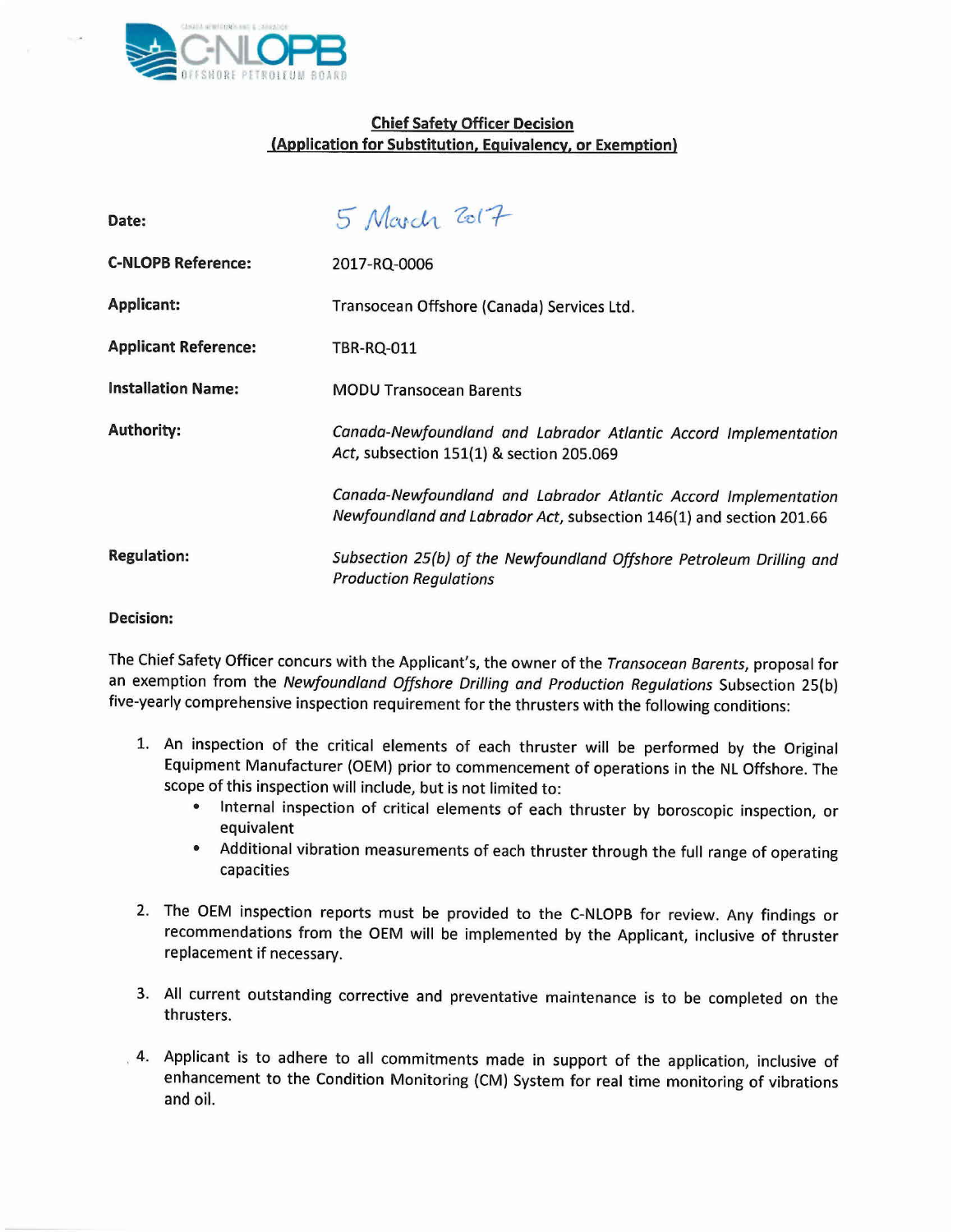## Chief Safety Officer Decision
## (Application for Substitution, Equivalency, or Exemption)

| | |
|---|---|
| **Date:** | 5 March 2017 |
| **C-NLOPB Reference:** | 2017-RQ-0006 |
| **Applicant:** | Transocean Offshore (Canada) Services Ltd. |
| **Applicant Reference:** | TBR-RQ-011 |
| **Installation Name:** | MODU Transocean Barents |
| **Authority:** | *Canada-Newfoundland and Labrador Atlantic Accord Implementation Act*, subsection 151(1) & section 205.069<br><br>*Canada-Newfoundland and Labrador Atlantic Accord Implementation Newfoundland and Labrador Act*, subsection 146(1) and section 201.66 |
| **Regulation:** | *Subsection 25(b) of the Newfoundland Offshore Petroleum Drilling and Production Regulations* |

**Decision:**

The Chief Safety Officer concurs with the Applicant's, the owner of the *Transocean Barents*, proposal for an exemption from the *Newfoundland Offshore Drilling and Production Regulations* Subsection 25(b) five-yearly comprehensive inspection requirement for the thrusters with the following conditions:

1. An inspection of the critical elements of each thruster will be performed by the Original Equipment Manufacturer (OEM) prior to commencement of operations in the NL Offshore. The scope of this inspection will include, but is not limited to:
   - Internal inspection of critical elements of each thruster by boroscopic inspection, or equivalent
   - Additional vibration measurements of each thruster through the full range of operating capacities
2. The OEM inspection reports must be provided to the C-NLOPB for review. Any findings or recommendations from the OEM will be implemented by the Applicant, inclusive of thruster replacement if necessary.
3. All current outstanding corrective and preventative maintenance is to be completed on the thrusters.
4. Applicant is to adhere to all commitments made in support of the application, inclusive of enhancement to the Condition Monitoring (CM) System for real time monitoring of vibrations and oil.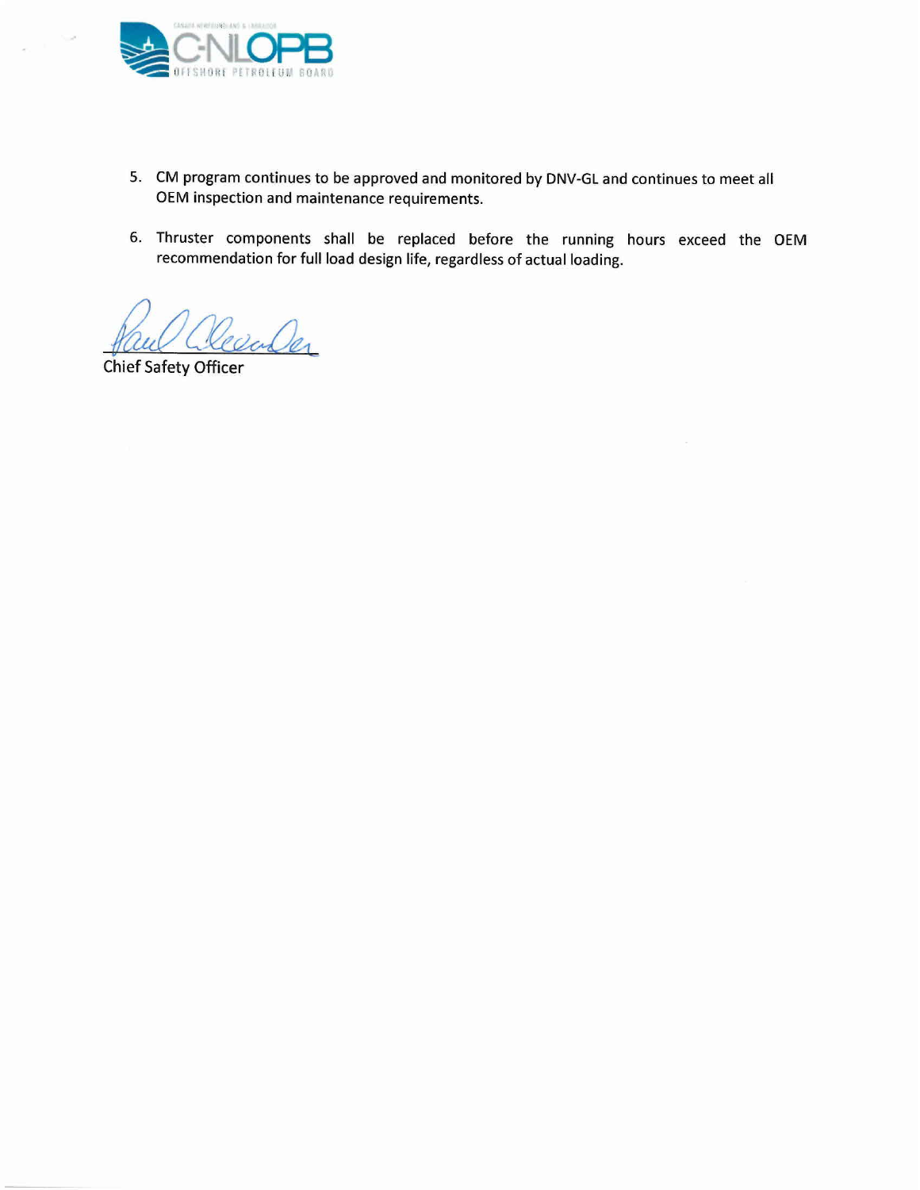5. CM program continues to be approved and monitored by DNV-GL and continues to meet all OEM inspection and maintenance requirements.

6. Thruster components shall be replaced before the running hours exceed the OEM recommendation for full load design life, regardless of actual loading.

Chief Safety Officer